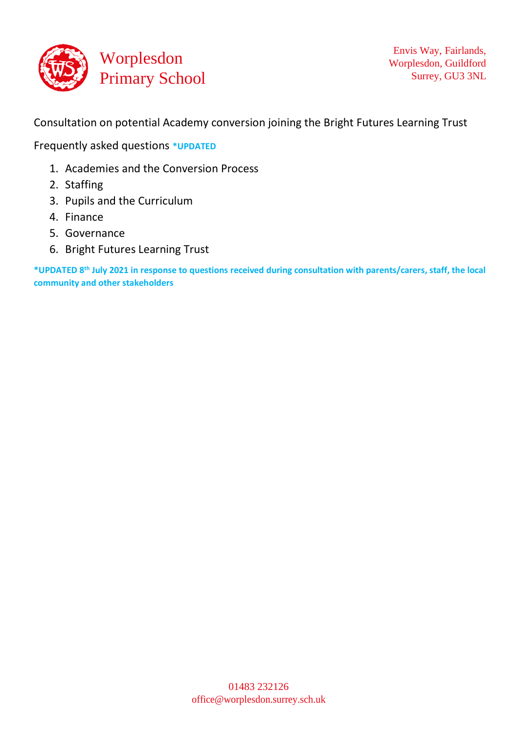# Worplesdon Primary School

Envis Way, Fairlands,
Worplesdon, Guildford
Surrey, GU3 3NL

Consultation on potential Academy conversion joining the Bright Futures Learning Trust

Frequently asked questions ***UPDATED**

1. Academies and the Conversion Process
2. Staffing
3. Pupils and the Curriculum
4. Finance
5. Governance
6. Bright Futures Learning Trust

***UPDATED 8th July 2021 in response to questions received during consultation with parents/carers, staff, the local community and other stakeholders**

01483 232126
office@worplesdon.surrey.sch.uk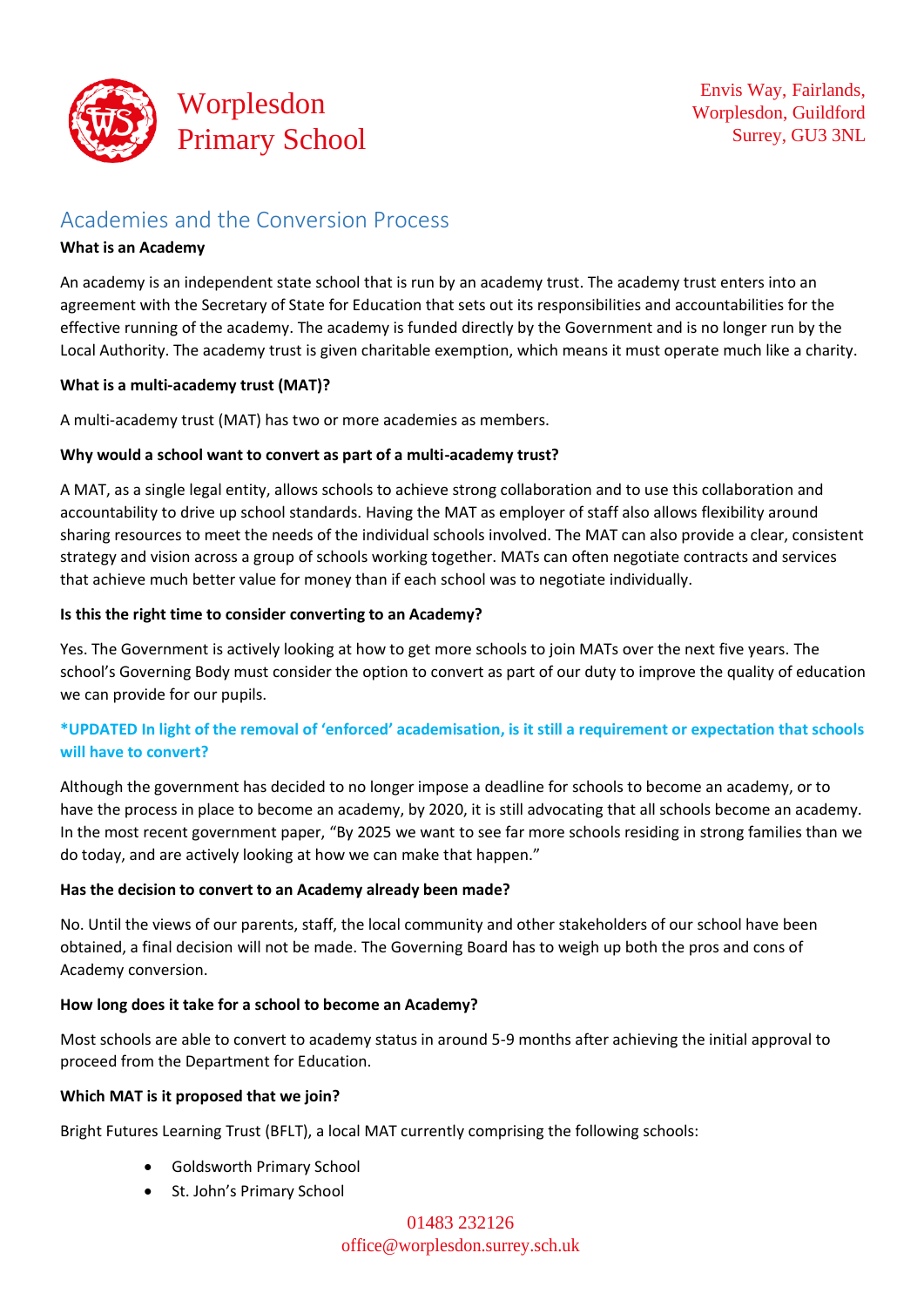# Worplesdon Primary School

Envis Way, Fairlands,
Worplesdon, Guildford
Surrey, GU3 3NL

## Academies and the Conversion Process

**What is an Academy**

An academy is an independent state school that is run by an academy trust. The academy trust enters into an agreement with the Secretary of State for Education that sets out its responsibilities and accountabilities for the effective running of the academy. The academy is funded directly by the Government and is no longer run by the Local Authority. The academy trust is given charitable exemption, which means it must operate much like a charity.

**What is a multi-academy trust (MAT)?**

A multi-academy trust (MAT) has two or more academies as members.

**Why would a school want to convert as part of a multi-academy trust?**

A MAT, as a single legal entity, allows schools to achieve strong collaboration and to use this collaboration and accountability to drive up school standards. Having the MAT as employer of staff also allows flexibility around sharing resources to meet the needs of the individual schools involved. The MAT can also provide a clear, consistent strategy and vision across a group of schools working together. MATs can often negotiate contracts and services that achieve much better value for money than if each school was to negotiate individually.

**Is this the right time to consider converting to an Academy?**

Yes. The Government is actively looking at how to get more schools to join MATs over the next five years. The school's Governing Body must consider the option to convert as part of our duty to improve the quality of education we can provide for our pupils.

**\*UPDATED In light of the removal of 'enforced' academisation, is it still a requirement or expectation that schools will have to convert?**

Although the government has decided to no longer impose a deadline for schools to become an academy, or to have the process in place to become an academy, by 2020, it is still advocating that all schools become an academy. In the most recent government paper, "By 2025 we want to see far more schools residing in strong families than we do today, and are actively looking at how we can make that happen."

**Has the decision to convert to an Academy already been made?**

No. Until the views of our parents, staff, the local community and other stakeholders of our school have been obtained, a final decision will not be made. The Governing Board has to weigh up both the pros and cons of Academy conversion.

**How long does it take for a school to become an Academy?**

Most schools are able to convert to academy status in around 5-9 months after achieving the initial approval to proceed from the Department for Education.

**Which MAT is it proposed that we join?**

Bright Futures Learning Trust (BFLT), a local MAT currently comprising the following schools:

- Goldsworth Primary School
- St. John's Primary School

01483 232126
office@worplesdon.surrey.sch.uk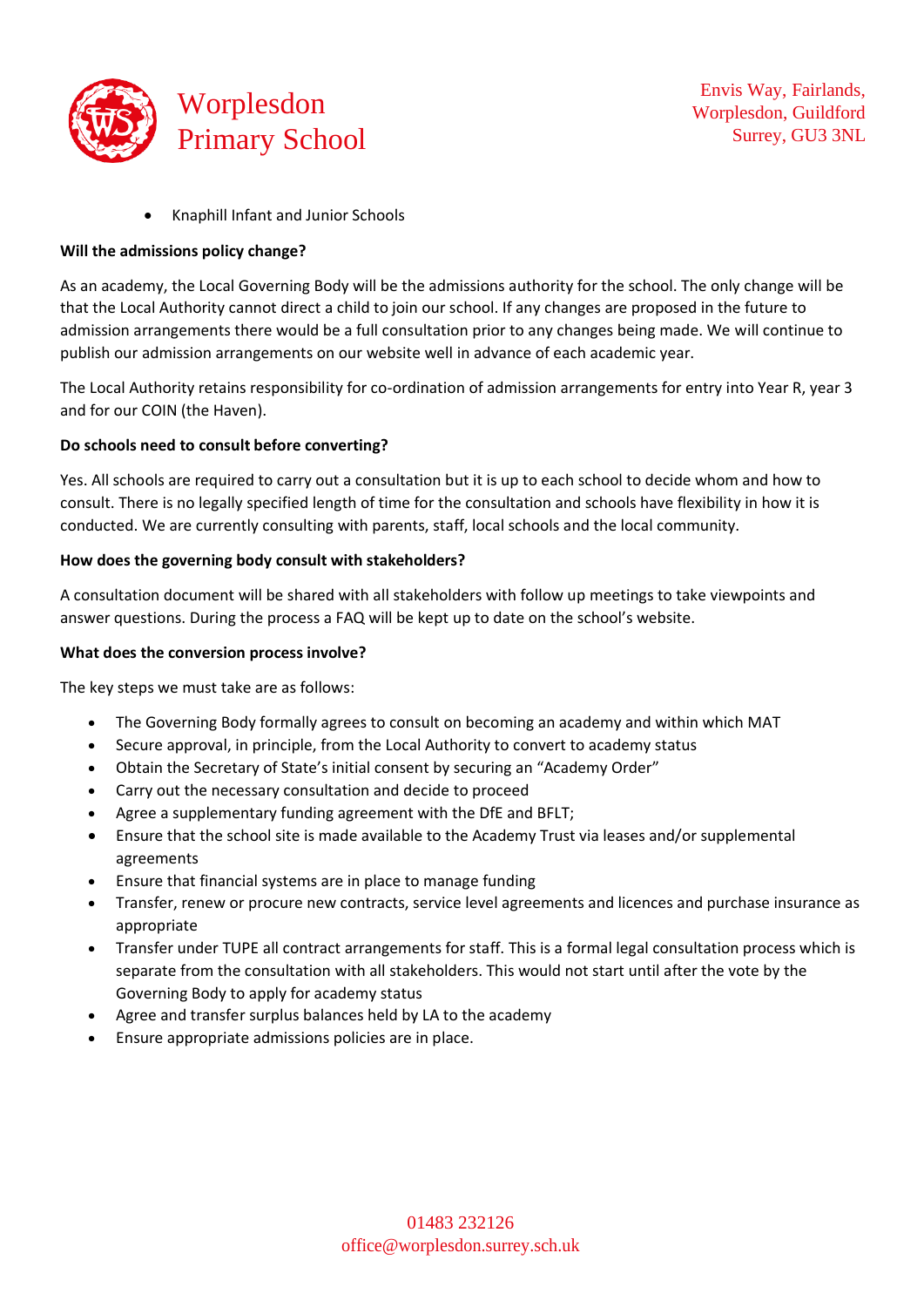- Knaphill Infant and Junior Schools

**Will the admissions policy change?**

As an academy, the Local Governing Body will be the admissions authority for the school. The only change will be that the Local Authority cannot direct a child to join our school. If any changes are proposed in the future to admission arrangements there would be a full consultation prior to any changes being made. We will continue to publish our admission arrangements on our website well in advance of each academic year.

The Local Authority retains responsibility for co-ordination of admission arrangements for entry into Year R, year 3 and for our COIN (the Haven).

**Do schools need to consult before converting?**

Yes. All schools are required to carry out a consultation but it is up to each school to decide whom and how to consult. There is no legally specified length of time for the consultation and schools have flexibility in how it is conducted. We are currently consulting with parents, staff, local schools and the local community.

**How does the governing body consult with stakeholders?**

A consultation document will be shared with all stakeholders with follow up meetings to take viewpoints and answer questions. During the process a FAQ will be kept up to date on the school's website.

**What does the conversion process involve?**

The key steps we must take are as follows:

- The Governing Body formally agrees to consult on becoming an academy and within which MAT
- Secure approval, in principle, from the Local Authority to convert to academy status
- Obtain the Secretary of State's initial consent by securing an "Academy Order"
- Carry out the necessary consultation and decide to proceed
- Agree a supplementary funding agreement with the DfE and BFLT;
- Ensure that the school site is made available to the Academy Trust via leases and/or supplemental agreements
- Ensure that financial systems are in place to manage funding
- Transfer, renew or procure new contracts, service level agreements and licences and purchase insurance as appropriate
- Transfer under TUPE all contract arrangements for staff. This is a formal legal consultation process which is separate from the consultation with all stakeholders. This would not start until after the vote by the Governing Body to apply for academy status
- Agree and transfer surplus balances held by LA to the academy
- Ensure appropriate admissions policies are in place.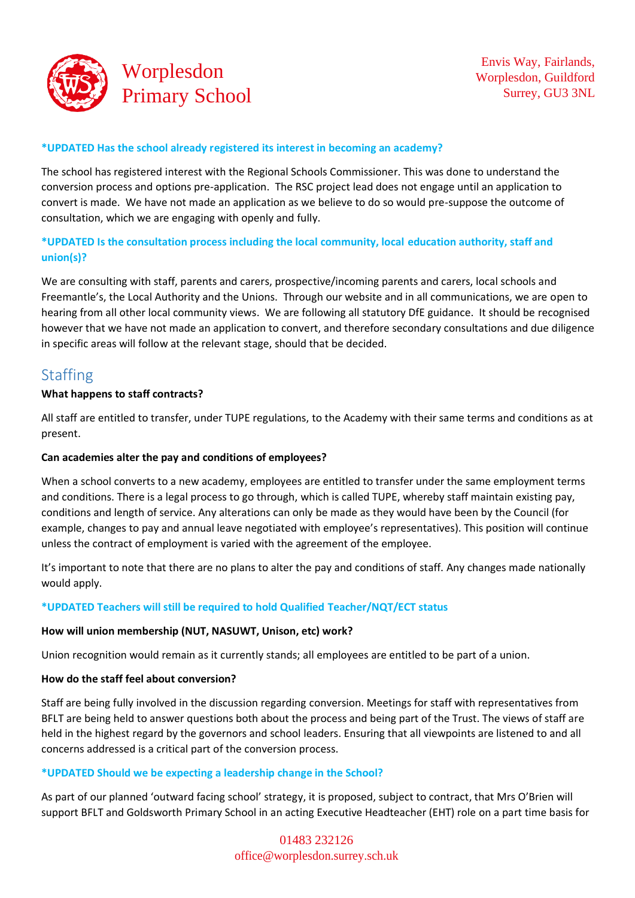**\*UPDATED Has the school already registered its interest in becoming an academy?**

The school has registered interest with the Regional Schools Commissioner. This was done to understand the conversion process and options pre-application. The RSC project lead does not engage until an application to convert is made. We have not made an application as we believe to do so would pre-suppose the outcome of consultation, which we are engaging with openly and fully.

**\*UPDATED Is the consultation process including the local community, local education authority, staff and union(s)?**

We are consulting with staff, parents and carers, prospective/incoming parents and carers, local schools and Freemantle's, the Local Authority and the Unions. Through our website and in all communications, we are open to hearing from all other local community views. We are following all statutory DfE guidance. It should be recognised however that we have not made an application to convert, and therefore secondary consultations and due diligence in specific areas will follow at the relevant stage, should that be decided.

## Staffing

**What happens to staff contracts?**

All staff are entitled to transfer, under TUPE regulations, to the Academy with their same terms and conditions as at present.

**Can academies alter the pay and conditions of employees?**

When a school converts to a new academy, employees are entitled to transfer under the same employment terms and conditions. There is a legal process to go through, which is called TUPE, whereby staff maintain existing pay, conditions and length of service. Any alterations can only be made as they would have been by the Council (for example, changes to pay and annual leave negotiated with employee's representatives). This position will continue unless the contract of employment is varied with the agreement of the employee.

It's important to note that there are no plans to alter the pay and conditions of staff. Any changes made nationally would apply.

**\*UPDATED Teachers will still be required to hold Qualified Teacher/NQT/ECT status**

**How will union membership (NUT, NASUWT, Unison, etc) work?**

Union recognition would remain as it currently stands; all employees are entitled to be part of a union.

**How do the staff feel about conversion?**

Staff are being fully involved in the discussion regarding conversion. Meetings for staff with representatives from BFLT are being held to answer questions both about the process and being part of the Trust. The views of staff are held in the highest regard by the governors and school leaders. Ensuring that all viewpoints are listened to and all concerns addressed is a critical part of the conversion process.

**\*UPDATED Should we be expecting a leadership change in the School?**

As part of our planned 'outward facing school' strategy, it is proposed, subject to contract, that Mrs O'Brien will support BFLT and Goldsworth Primary School in an acting Executive Headteacher (EHT) role on a part time basis for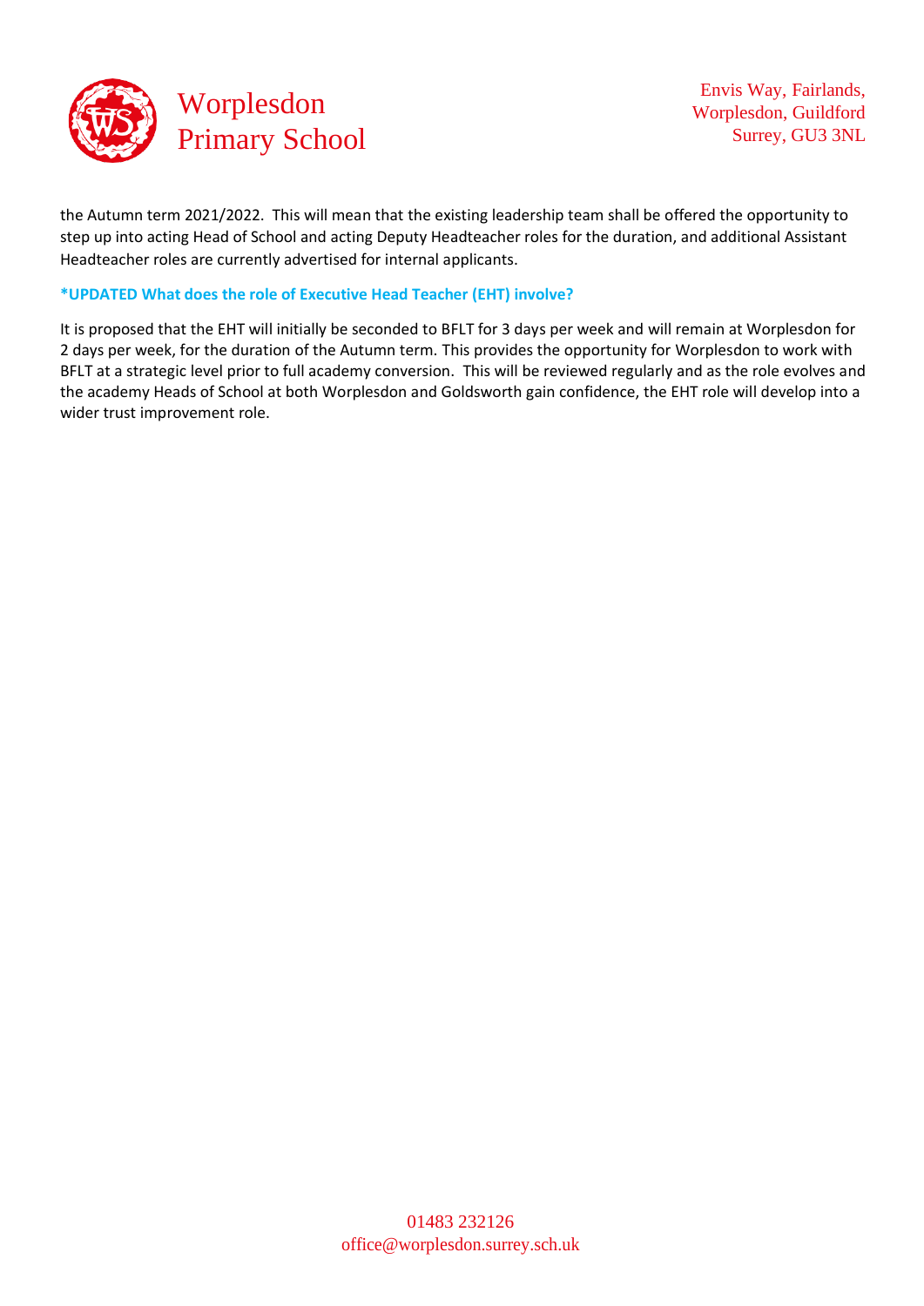the Autumn term 2021/2022. This will mean that the existing leadership team shall be offered the opportunity to step up into acting Head of School and acting Deputy Headteacher roles for the duration, and additional Assistant Headteacher roles are currently advertised for internal applicants.

**\*UPDATED What does the role of Executive Head Teacher (EHT) involve?**

It is proposed that the EHT will initially be seconded to BFLT for 3 days per week and will remain at Worplesdon for 2 days per week, for the duration of the Autumn term. This provides the opportunity for Worplesdon to work with BFLT at a strategic level prior to full academy conversion. This will be reviewed regularly and as the role evolves and the academy Heads of School at both Worplesdon and Goldsworth gain confidence, the EHT role will develop into a wider trust improvement role.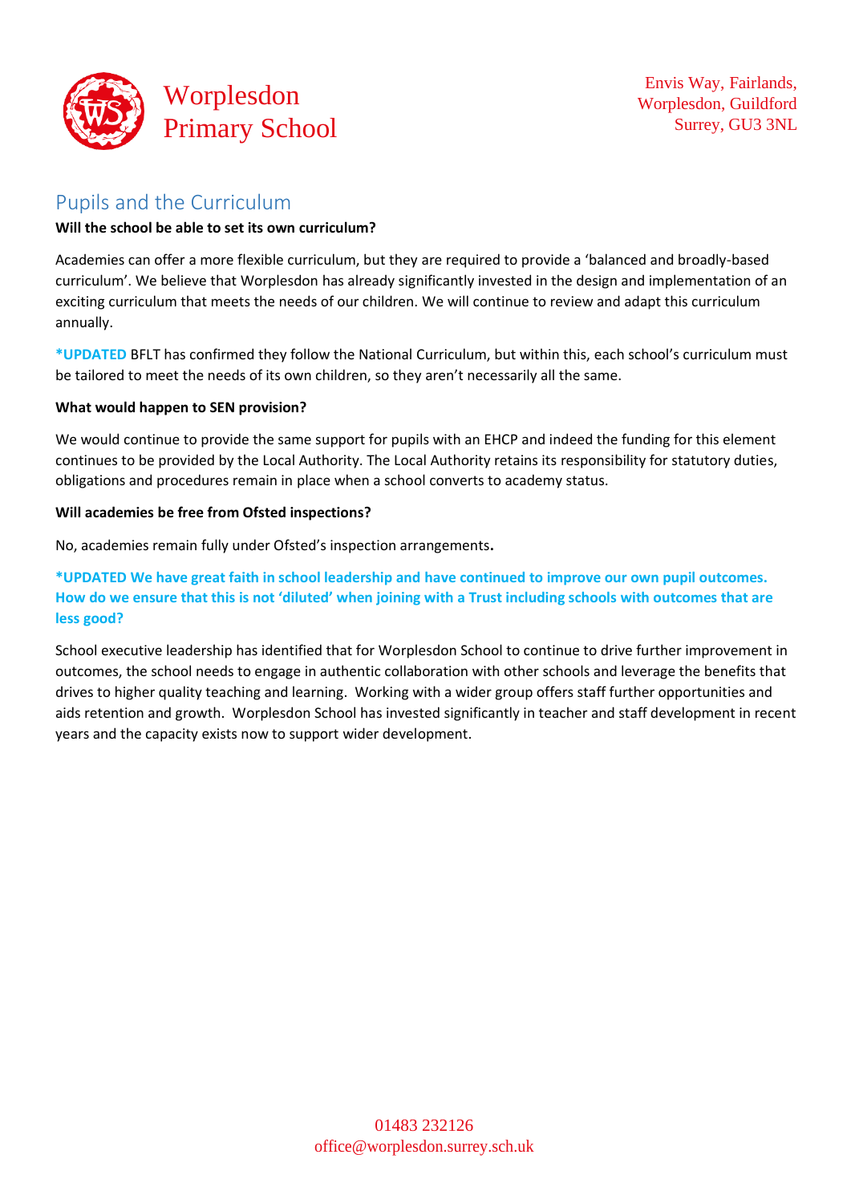## Pupils and the Curriculum

**Will the school be able to set its own curriculum?**

Academies can offer a more flexible curriculum, but they are required to provide a 'balanced and broadly-based curriculum'. We believe that Worplesdon has already significantly invested in the design and implementation of an exciting curriculum that meets the needs of our children. We will continue to review and adapt this curriculum annually.

**\*UPDATED** BFLT has confirmed they follow the National Curriculum, but within this, each school's curriculum must be tailored to meet the needs of its own children, so they aren't necessarily all the same.

**What would happen to SEN provision?**

We would continue to provide the same support for pupils with an EHCP and indeed the funding for this element continues to be provided by the Local Authority. The Local Authority retains its responsibility for statutory duties, obligations and procedures remain in place when a school converts to academy status.

**Will academies be free from Ofsted inspections?**

No, academies remain fully under Ofsted's inspection arrangements**.**

**\*UPDATED We have great faith in school leadership and have continued to improve our own pupil outcomes. How do we ensure that this is not 'diluted' when joining with a Trust including schools with outcomes that are less good?**

School executive leadership has identified that for Worplesdon School to continue to drive further improvement in outcomes, the school needs to engage in authentic collaboration with other schools and leverage the benefits that drives to higher quality teaching and learning. Working with a wider group offers staff further opportunities and aids retention and growth. Worplesdon School has invested significantly in teacher and staff development in recent years and the capacity exists now to support wider development.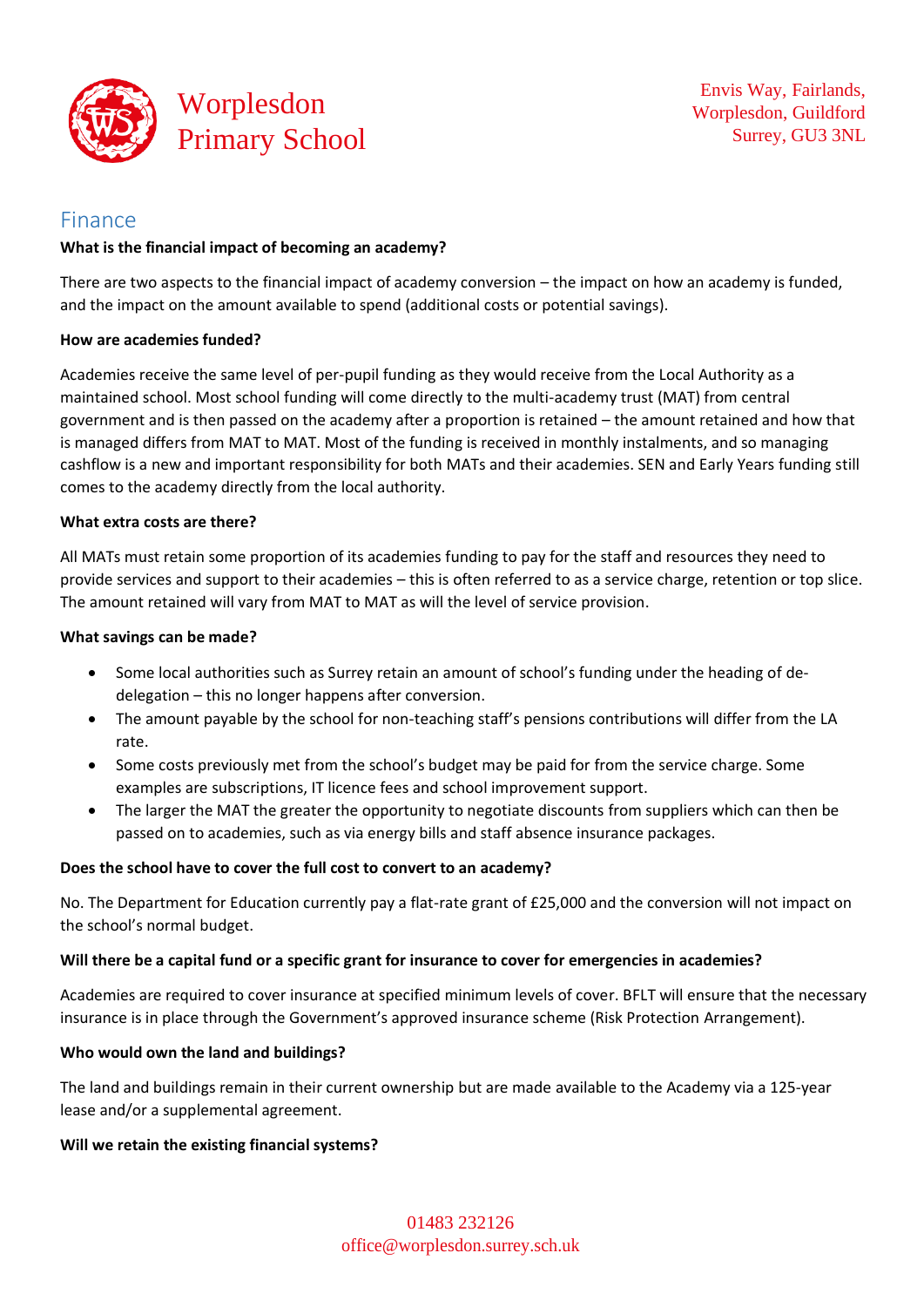## Finance

**What is the financial impact of becoming an academy?**

There are two aspects to the financial impact of academy conversion – the impact on how an academy is funded, and the impact on the amount available to spend (additional costs or potential savings).

**How are academies funded?**

Academies receive the same level of per-pupil funding as they would receive from the Local Authority as a maintained school. Most school funding will come directly to the multi-academy trust (MAT) from central government and is then passed on the academy after a proportion is retained – the amount retained and how that is managed differs from MAT to MAT. Most of the funding is received in monthly instalments, and so managing cashflow is a new and important responsibility for both MATs and their academies. SEN and Early Years funding still comes to the academy directly from the local authority.

**What extra costs are there?**

All MATs must retain some proportion of its academies funding to pay for the staff and resources they need to provide services and support to their academies – this is often referred to as a service charge, retention or top slice. The amount retained will vary from MAT to MAT as will the level of service provision.

**What savings can be made?**

- Some local authorities such as Surrey retain an amount of school's funding under the heading of de-delegation – this no longer happens after conversion.
- The amount payable by the school for non-teaching staff's pensions contributions will differ from the LA rate.
- Some costs previously met from the school's budget may be paid for from the service charge. Some examples are subscriptions, IT licence fees and school improvement support.
- The larger the MAT the greater the opportunity to negotiate discounts from suppliers which can then be passed on to academies, such as via energy bills and staff absence insurance packages.

**Does the school have to cover the full cost to convert to an academy?**

No. The Department for Education currently pay a flat-rate grant of £25,000 and the conversion will not impact on the school's normal budget.

**Will there be a capital fund or a specific grant for insurance to cover for emergencies in academies?**

Academies are required to cover insurance at specified minimum levels of cover. BFLT will ensure that the necessary insurance is in place through the Government's approved insurance scheme (Risk Protection Arrangement).

**Who would own the land and buildings?**

The land and buildings remain in their current ownership but are made available to the Academy via a 125-year lease and/or a supplemental agreement.

**Will we retain the existing financial systems?**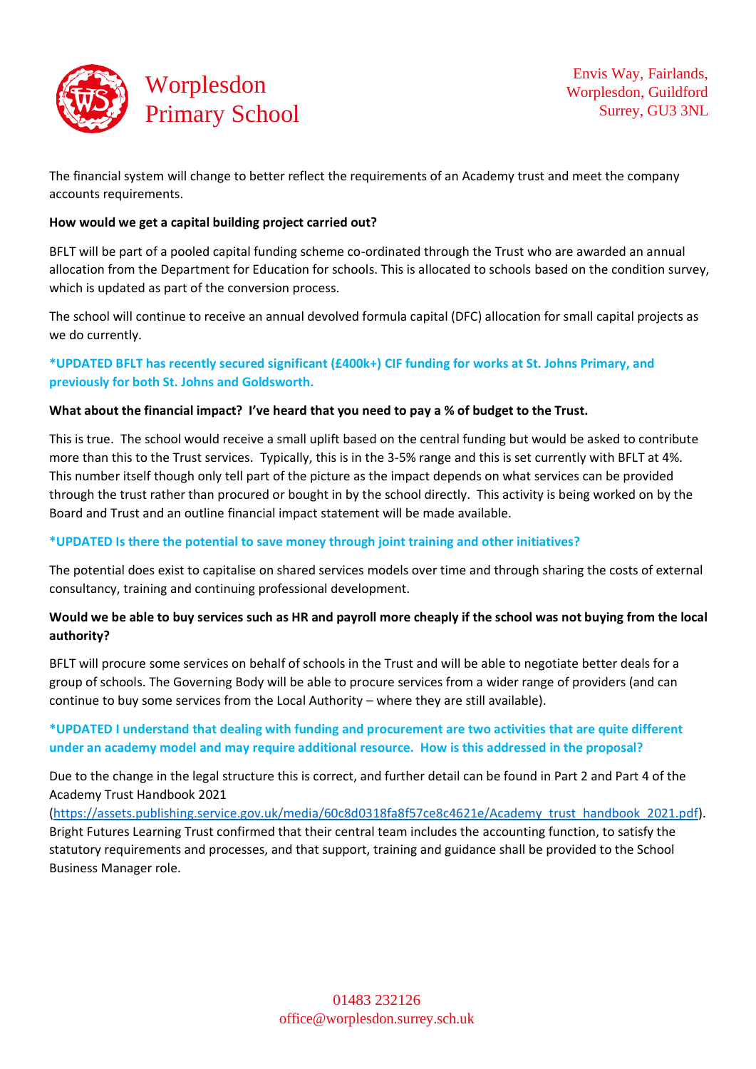The financial system will change to better reflect the requirements of an Academy trust and meet the company accounts requirements.

**How would we get a capital building project carried out?**

BFLT will be part of a pooled capital funding scheme co-ordinated through the Trust who are awarded an annual allocation from the Department for Education for schools. This is allocated to schools based on the condition survey, which is updated as part of the conversion process.

The school will continue to receive an annual devolved formula capital (DFC) allocation for small capital projects as we do currently.

**\*UPDATED BFLT has recently secured significant (£400k+) CIF funding for works at St. Johns Primary, and previously for both St. Johns and Goldsworth.**

**What about the financial impact? I've heard that you need to pay a % of budget to the Trust.**

This is true. The school would receive a small uplift based on the central funding but would be asked to contribute more than this to the Trust services. Typically, this is in the 3-5% range and this is set currently with BFLT at 4%. This number itself though only tell part of the picture as the impact depends on what services can be provided through the trust rather than procured or bought in by the school directly. This activity is being worked on by the Board and Trust and an outline financial impact statement will be made available.

**\*UPDATED Is there the potential to save money through joint training and other initiatives?**

The potential does exist to capitalise on shared services models over time and through sharing the costs of external consultancy, training and continuing professional development.

**Would we be able to buy services such as HR and payroll more cheaply if the school was not buying from the local authority?**

BFLT will procure some services on behalf of schools in the Trust and will be able to negotiate better deals for a group of schools. The Governing Body will be able to procure services from a wider range of providers (and can continue to buy some services from the Local Authority – where they are still available).

**\*UPDATED I understand that dealing with funding and procurement are two activities that are quite different under an academy model and may require additional resource. How is this addressed in the proposal?**

Due to the change in the legal structure this is correct, and further detail can be found in Part 2 and Part 4 of the Academy Trust Handbook 2021 (https://assets.publishing.service.gov.uk/media/60c8d0318fa8f57ce8c4621e/Academy_trust_handbook_2021.pdf). Bright Futures Learning Trust confirmed that their central team includes the accounting function, to satisfy the statutory requirements and processes, and that support, training and guidance shall be provided to the School Business Manager role.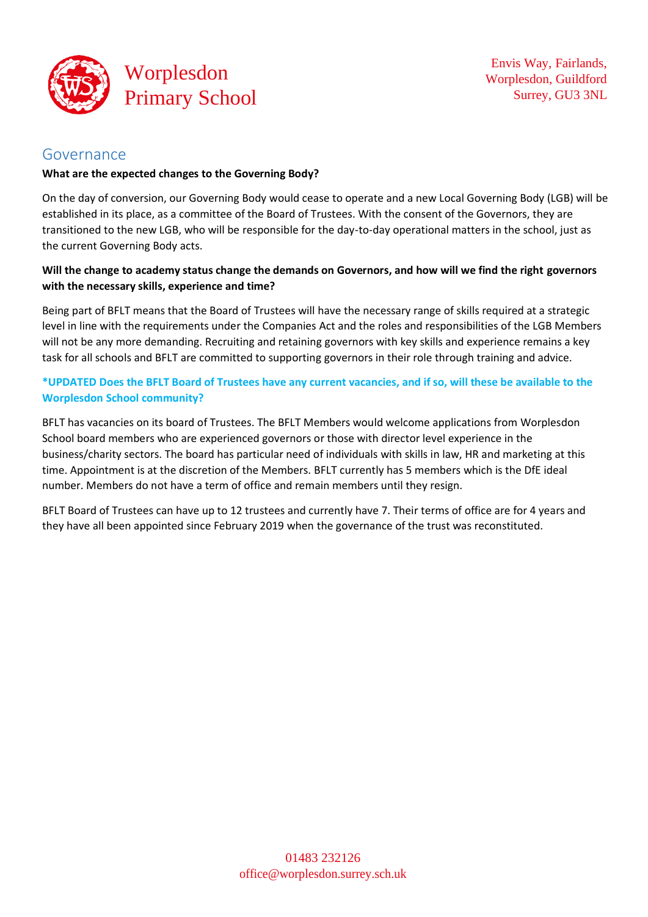## Governance

**What are the expected changes to the Governing Body?**

On the day of conversion, our Governing Body would cease to operate and a new Local Governing Body (LGB) will be established in its place, as a committee of the Board of Trustees. With the consent of the Governors, they are transitioned to the new LGB, who will be responsible for the day-to-day operational matters in the school, just as the current Governing Body acts.

**Will the change to academy status change the demands on Governors, and how will we find the right governors with the necessary skills, experience and time?**

Being part of BFLT means that the Board of Trustees will have the necessary range of skills required at a strategic level in line with the requirements under the Companies Act and the roles and responsibilities of the LGB Members will not be any more demanding. Recruiting and retaining governors with key skills and experience remains a key task for all schools and BFLT are committed to supporting governors in their role through training and advice.

**\*UPDATED Does the BFLT Board of Trustees have any current vacancies, and if so, will these be available to the Worplesdon School community?**

BFLT has vacancies on its board of Trustees. The BFLT Members would welcome applications from Worplesdon School board members who are experienced governors or those with director level experience in the business/charity sectors. The board has particular need of individuals with skills in law, HR and marketing at this time. Appointment is at the discretion of the Members. BFLT currently has 5 members which is the DfE ideal number. Members do not have a term of office and remain members until they resign.

BFLT Board of Trustees can have up to 12 trustees and currently have 7. Their terms of office are for 4 years and they have all been appointed since February 2019 when the governance of the trust was reconstituted.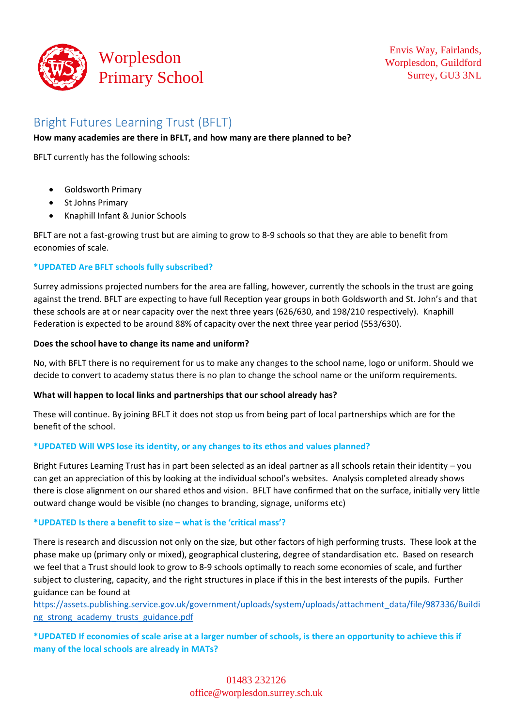## Bright Futures Learning Trust (BFLT)

**How many academies are there in BFLT, and how many are there planned to be?**

BFLT currently has the following schools:

- Goldsworth Primary
- St Johns Primary
- Knaphill Infant & Junior Schools

BFLT are not a fast-growing trust but are aiming to grow to 8-9 schools so that they are able to benefit from economies of scale.

**\*UPDATED Are BFLT schools fully subscribed?**

Surrey admissions projected numbers for the area are falling, however, currently the schools in the trust are going against the trend. BFLT are expecting to have full Reception year groups in both Goldsworth and St. John's and that these schools are at or near capacity over the next three years (626/630, and 198/210 respectively). Knaphill Federation is expected to be around 88% of capacity over the next three year period (553/630).

**Does the school have to change its name and uniform?**

No, with BFLT there is no requirement for us to make any changes to the school name, logo or uniform. Should we decide to convert to academy status there is no plan to change the school name or the uniform requirements.

**What will happen to local links and partnerships that our school already has?**

These will continue. By joining BFLT it does not stop us from being part of local partnerships which are for the benefit of the school.

**\*UPDATED Will WPS lose its identity, or any changes to its ethos and values planned?**

Bright Futures Learning Trust has in part been selected as an ideal partner as all schools retain their identity – you can get an appreciation of this by looking at the individual school's websites. Analysis completed already shows there is close alignment on our shared ethos and vision. BFLT have confirmed that on the surface, initially very little outward change would be visible (no changes to branding, signage, uniforms etc)

**\*UPDATED Is there a benefit to size – what is the 'critical mass'?**

There is research and discussion not only on the size, but other factors of high performing trusts. These look at the phase make up (primary only or mixed), geographical clustering, degree of standardisation etc. Based on research we feel that a Trust should look to grow to 8-9 schools optimally to reach some economies of scale, and further subject to clustering, capacity, and the right structures in place if this in the best interests of the pupils. Further guidance can be found at https://assets.publishing.service.gov.uk/government/uploads/system/uploads/attachment_data/file/987336/Building_strong_academy_trusts_guidance.pdf

**\*UPDATED If economies of scale arise at a larger number of schools, is there an opportunity to achieve this if many of the local schools are already in MATs?**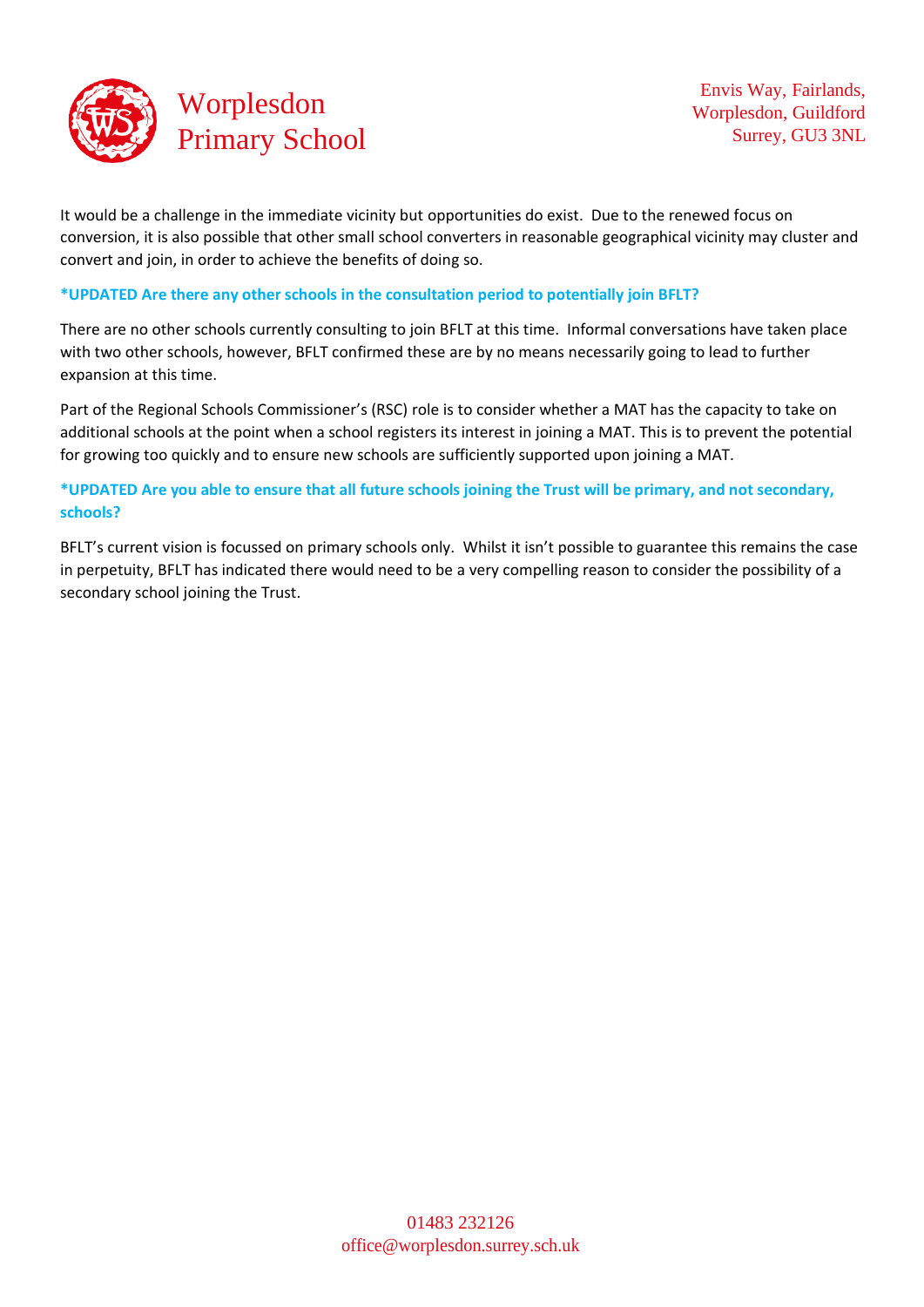It would be a challenge in the immediate vicinity but opportunities do exist. Due to the renewed focus on conversion, it is also possible that other small school converters in reasonable geographical vicinity may cluster and convert and join, in order to achieve the benefits of doing so.

**\*UPDATED Are there any other schools in the consultation period to potentially join BFLT?**

There are no other schools currently consulting to join BFLT at this time. Informal conversations have taken place with two other schools, however, BFLT confirmed these are by no means necessarily going to lead to further expansion at this time.

Part of the Regional Schools Commissioner's (RSC) role is to consider whether a MAT has the capacity to take on additional schools at the point when a school registers its interest in joining a MAT. This is to prevent the potential for growing too quickly and to ensure new schools are sufficiently supported upon joining a MAT.

**\*UPDATED Are you able to ensure that all future schools joining the Trust will be primary, and not secondary, schools?**

BFLT's current vision is focussed on primary schools only. Whilst it isn't possible to guarantee this remains the case in perpetuity, BFLT has indicated there would need to be a very compelling reason to consider the possibility of a secondary school joining the Trust.